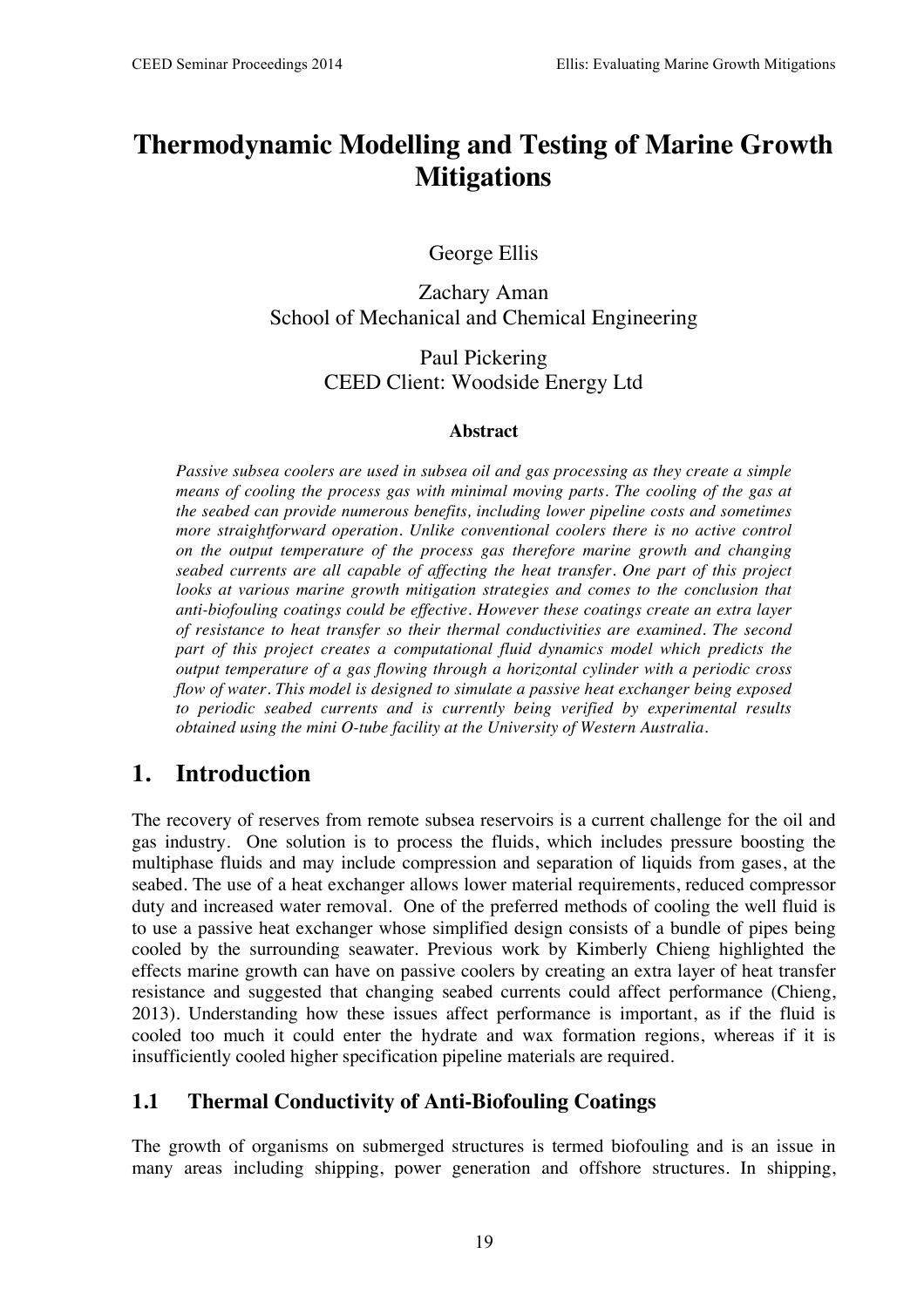# Thermodynamic Modelling and Testing of Marine Growth Mitigations

George Ellis

Zachary Aman
School of Mechanical and Chemical Engineering

Paul Pickering
CEED Client: Woodside Energy Ltd

### Abstract

*Passive subsea coolers are used in subsea oil and gas processing as they create a simple means of cooling the process gas with minimal moving parts. The cooling of the gas at the seabed can provide numerous benefits, including lower pipeline costs and sometimes more straightforward operation. Unlike conventional coolers there is no active control on the output temperature of the process gas therefore marine growth and changing seabed currents are all capable of affecting the heat transfer. One part of this project looks at various marine growth mitigation strategies and comes to the conclusion that anti-biofouling coatings could be effective. However these coatings create an extra layer of resistance to heat transfer so their thermal conductivities are examined. The second part of this project creates a computational fluid dynamics model which predicts the output temperature of a gas flowing through a horizontal cylinder with a periodic cross flow of water. This model is designed to simulate a passive heat exchanger being exposed to periodic seabed currents and is currently being verified by experimental results obtained using the mini O-tube facility at the University of Western Australia.*

## 1. Introduction

The recovery of reserves from remote subsea reservoirs is a current challenge for the oil and gas industry. One solution is to process the fluids, which includes pressure boosting the multiphase fluids and may include compression and separation of liquids from gases, at the seabed. The use of a heat exchanger allows lower material requirements, reduced compressor duty and increased water removal. One of the preferred methods of cooling the well fluid is to use a passive heat exchanger whose simplified design consists of a bundle of pipes being cooled by the surrounding seawater. Previous work by Kimberly Chieng highlighted the effects marine growth can have on passive coolers by creating an extra layer of heat transfer resistance and suggested that changing seabed currents could affect performance (Chieng, 2013). Understanding how these issues affect performance is important, as if the fluid is cooled too much it could enter the hydrate and wax formation regions, whereas if it is insufficiently cooled higher specification pipeline materials are required.

### 1.1 Thermal Conductivity of Anti-Biofouling Coatings

The growth of organisms on submerged structures is termed biofouling and is an issue in many areas including shipping, power generation and offshore structures. In shipping,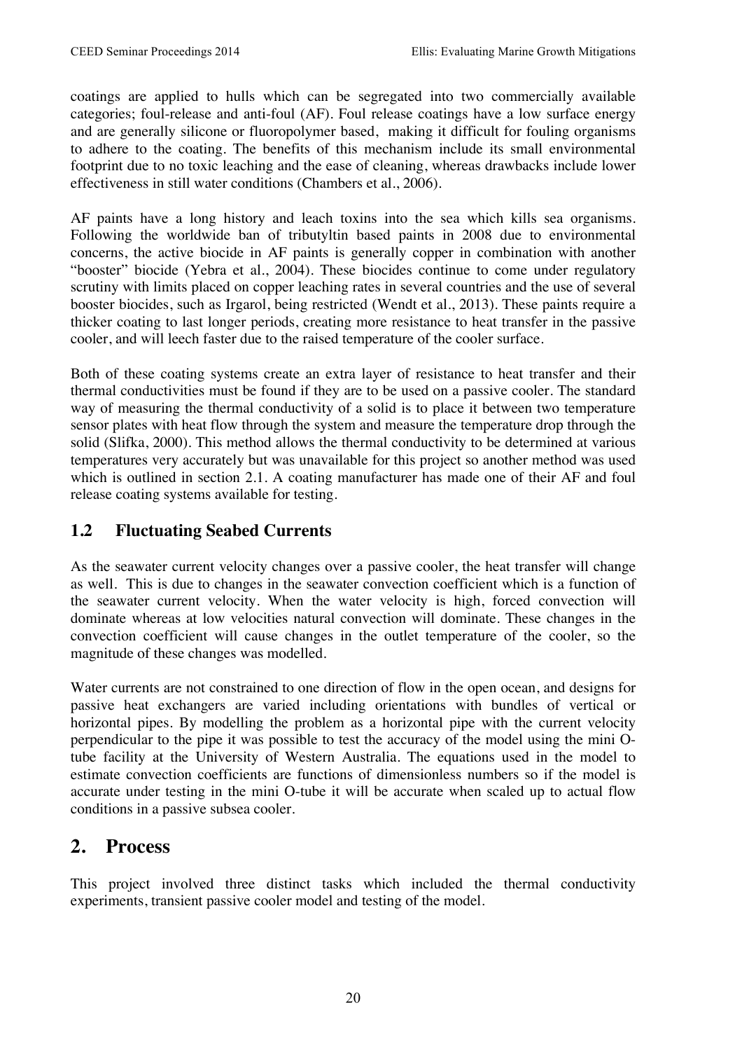coatings are applied to hulls which can be segregated into two commercially available categories; foul-release and anti-foul (AF). Foul release coatings have a low surface energy and are generally silicone or fluoropolymer based, making it difficult for fouling organisms to adhere to the coating. The benefits of this mechanism include its small environmental footprint due to no toxic leaching and the ease of cleaning, whereas drawbacks include lower effectiveness in still water conditions (Chambers et al., 2006).

AF paints have a long history and leach toxins into the sea which kills sea organisms. Following the worldwide ban of tributyltin based paints in 2008 due to environmental concerns, the active biocide in AF paints is generally copper in combination with another "booster" biocide (Yebra et al., 2004). These biocides continue to come under regulatory scrutiny with limits placed on copper leaching rates in several countries and the use of several booster biocides, such as Irgarol, being restricted (Wendt et al., 2013). These paints require a thicker coating to last longer periods, creating more resistance to heat transfer in the passive cooler, and will leech faster due to the raised temperature of the cooler surface.

Both of these coating systems create an extra layer of resistance to heat transfer and their thermal conductivities must be found if they are to be used on a passive cooler. The standard way of measuring the thermal conductivity of a solid is to place it between two temperature sensor plates with heat flow through the system and measure the temperature drop through the solid (Slifka, 2000). This method allows the thermal conductivity to be determined at various temperatures very accurately but was unavailable for this project so another method was used which is outlined in section 2.1. A coating manufacturer has made one of their AF and foul release coating systems available for testing.

## 1.2 Fluctuating Seabed Currents

As the seawater current velocity changes over a passive cooler, the heat transfer will change as well. This is due to changes in the seawater convection coefficient which is a function of the seawater current velocity. When the water velocity is high, forced convection will dominate whereas at low velocities natural convection will dominate. These changes in the convection coefficient will cause changes in the outlet temperature of the cooler, so the magnitude of these changes was modelled.

Water currents are not constrained to one direction of flow in the open ocean, and designs for passive heat exchangers are varied including orientations with bundles of vertical or horizontal pipes. By modelling the problem as a horizontal pipe with the current velocity perpendicular to the pipe it was possible to test the accuracy of the model using the mini O-tube facility at the University of Western Australia. The equations used in the model to estimate convection coefficients are functions of dimensionless numbers so if the model is accurate under testing in the mini O-tube it will be accurate when scaled up to actual flow conditions in a passive subsea cooler.

# 2. Process

This project involved three distinct tasks which included the thermal conductivity experiments, transient passive cooler model and testing of the model.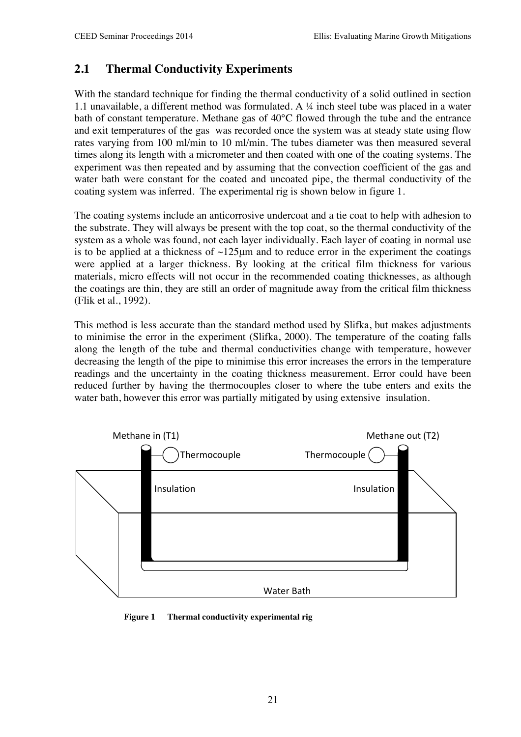## 2.1 Thermal Conductivity Experiments

With the standard technique for finding the thermal conductivity of a solid outlined in section 1.1 unavailable, a different method was formulated. A ¼ inch steel tube was placed in a water bath of constant temperature. Methane gas of 40°C flowed through the tube and the entrance and exit temperatures of the gas was recorded once the system was at steady state using flow rates varying from 100 ml/min to 10 ml/min. The tubes diameter was then measured several times along its length with a micrometer and then coated with one of the coating systems. The experiment was then repeated and by assuming that the convection coefficient of the gas and water bath were constant for the coated and uncoated pipe, the thermal conductivity of the coating system was inferred. The experimental rig is shown below in figure 1.

The coating systems include an anticorrosive undercoat and a tie coat to help with adhesion to the substrate. They will always be present with the top coat, so the thermal conductivity of the system as a whole was found, not each layer individually. Each layer of coating in normal use is to be applied at a thickness of ~125μm and to reduce error in the experiment the coatings were applied at a larger thickness. By looking at the critical film thickness for various materials, micro effects will not occur in the recommended coating thicknesses, as although the coatings are thin, they are still an order of magnitude away from the critical film thickness (Flik et al., 1992).

This method is less accurate than the standard method used by Slifka, but makes adjustments to minimise the error in the experiment (Slifka, 2000). The temperature of the coating falls along the length of the tube and thermal conductivities change with temperature, however decreasing the length of the pipe to minimise this error increases the errors in the temperature readings and the uncertainty in the coating thickness measurement. Error could have been reduced further by having the thermocouples closer to where the tube enters and exits the water bath, however this error was partially mitigated by using extensive insulation.

Methane in (T1) — Thermocouple — Insulation

Methane out (T2) — Thermocouple — Insulation

Water Bath

**Figure 1 Thermal conductivity experimental rig**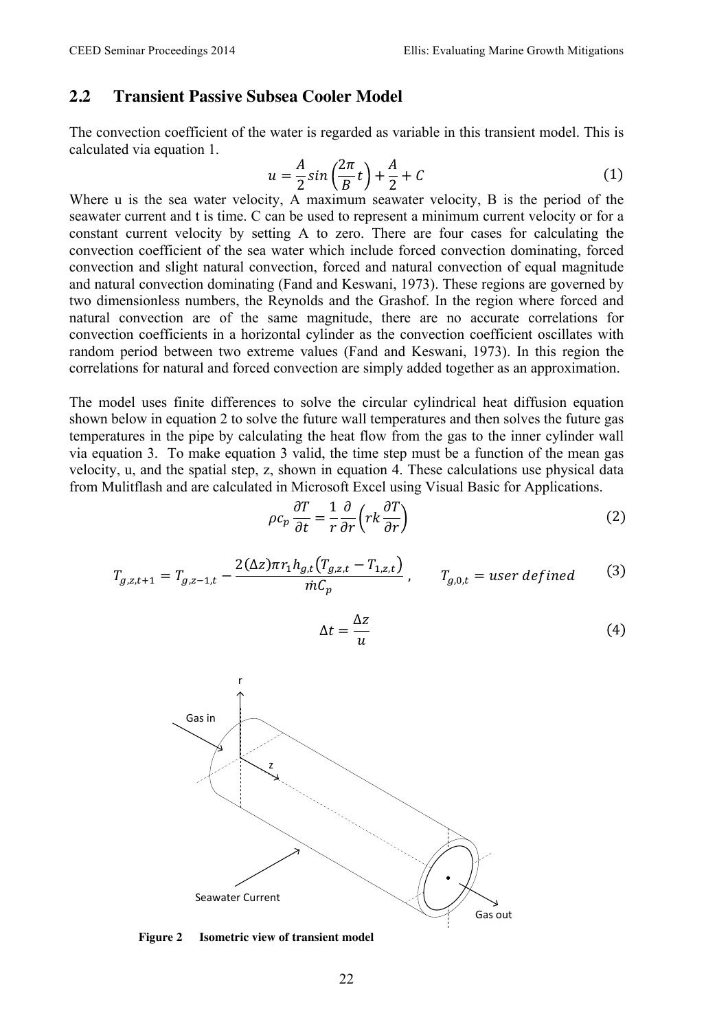## 2.2 Transient Passive Subsea Cooler Model

The convection coefficient of the water is regarded as variable in this transient model. This is calculated via equation 1.

$$u = \frac{A}{2} \sin\left(\frac{2\pi}{B}t\right) + \frac{A}{2} + C \tag{1}$$

Where u is the sea water velocity, A maximum seawater velocity, B is the period of the seawater current and t is time. C can be used to represent a minimum current velocity or for a constant current velocity by setting A to zero. There are four cases for calculating the convection coefficient of the sea water which include forced convection dominating, forced convection and slight natural convection, forced and natural convection of equal magnitude and natural convection dominating (Fand and Keswani, 1973). These regions are governed by two dimensionless numbers, the Reynolds and the Grashof. In the region where forced and natural convection are of the same magnitude, there are no accurate correlations for convection coefficients in a horizontal cylinder as the convection coefficient oscillates with random period between two extreme values (Fand and Keswani, 1973). In this region the correlations for natural and forced convection are simply added together as an approximation.

The model uses finite differences to solve the circular cylindrical heat diffusion equation shown below in equation 2 to solve the future wall temperatures and then solves the future gas temperatures in the pipe by calculating the heat flow from the gas to the inner cylinder wall via equation 3. To make equation 3 valid, the time step must be a function of the mean gas velocity, u, and the spatial step, z, shown in equation 4. These calculations use physical data from Mulitflash and are calculated in Microsoft Excel using Visual Basic for Applications.

$$\rho c_p \frac{\partial T}{\partial t} = \frac{1}{r}\frac{\partial}{\partial r}\left(rk\frac{\partial T}{\partial r}\right) \tag{2}$$

$$T_{g,z,t+1} = T_{g,z-1,t} - \frac{2(\Delta z)\pi r_1 h_{g,t}\left(T_{g,z,t} - T_{1,z,t}\right)}{\dot{m}C_p}, \qquad T_{g,0,t} = user\ defined \tag{3}$$

$$\Delta t = \frac{\Delta z}{u} \tag{4}$$

**Figure 2 Isometric view of transient model**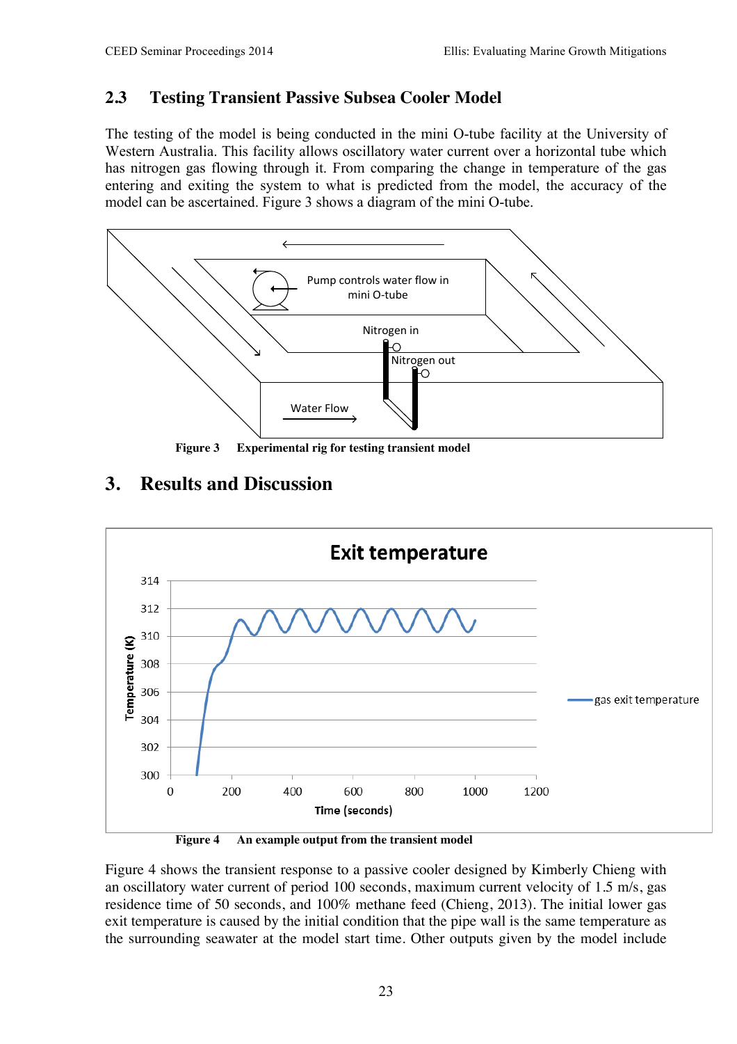### 2.3 Testing Transient Passive Subsea Cooler Model

The testing of the model is being conducted in the mini O-tube facility at the University of Western Australia. This facility allows oscillatory water current over a horizontal tube which has nitrogen gas flowing through it. From comparing the change in temperature of the gas entering and exiting the system to what is predicted from the model, the accuracy of the model can be ascertained. Figure 3 shows a diagram of the mini O-tube.

**Figure 3 Experimental rig for testing transient model**

## 3. Results and Discussion

**Figure 4 An example output from the transient model**

Figure 4 shows the transient response to a passive cooler designed by Kimberly Chieng with an oscillatory water current of period 100 seconds, maximum current velocity of 1.5 m/s, gas residence time of 50 seconds, and 100% methane feed (Chieng, 2013). The initial lower gas exit temperature is caused by the initial condition that the pipe wall is the same temperature as the surrounding seawater at the model start time. Other outputs given by the model include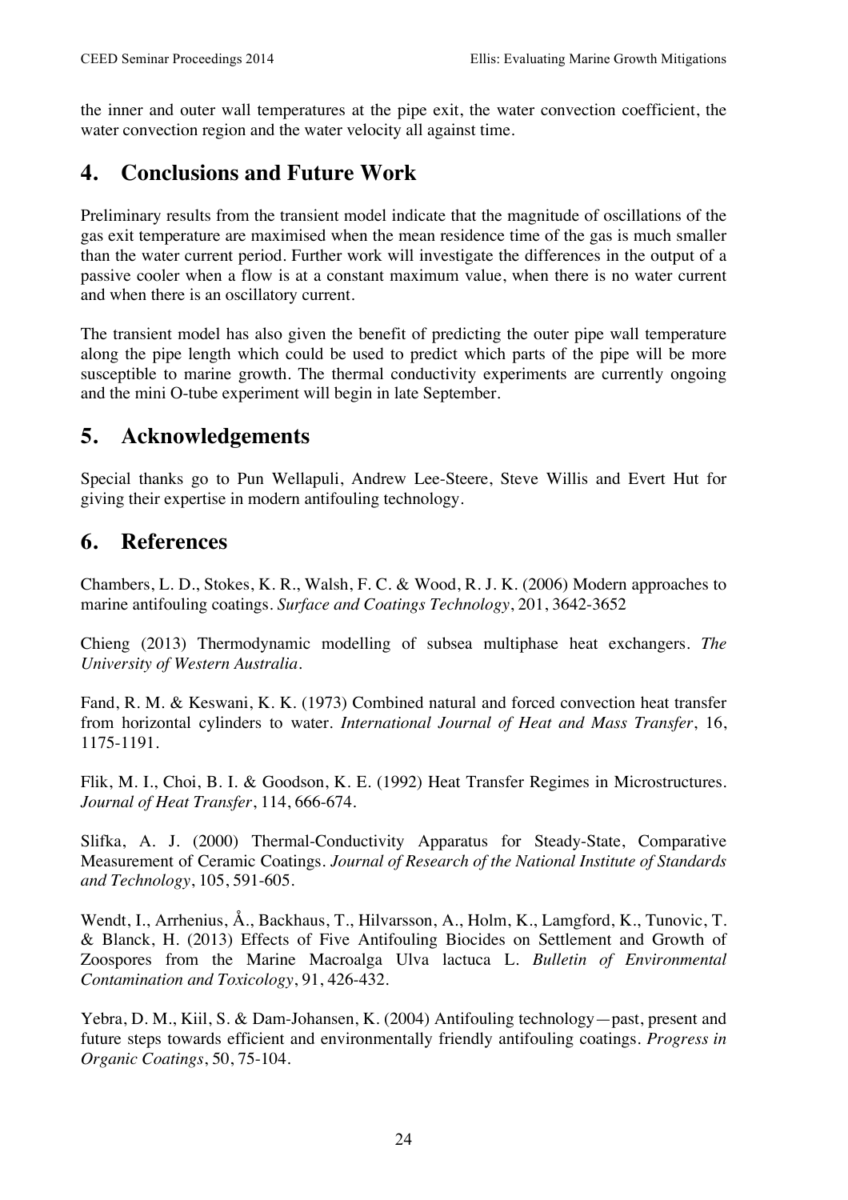the inner and outer wall temperatures at the pipe exit, the water convection coefficient, the water convection region and the water velocity all against time.

## 4. Conclusions and Future Work

Preliminary results from the transient model indicate that the magnitude of oscillations of the gas exit temperature are maximised when the mean residence time of the gas is much smaller than the water current period. Further work will investigate the differences in the output of a passive cooler when a flow is at a constant maximum value, when there is no water current and when there is an oscillatory current.

The transient model has also given the benefit of predicting the outer pipe wall temperature along the pipe length which could be used to predict which parts of the pipe will be more susceptible to marine growth. The thermal conductivity experiments are currently ongoing and the mini O-tube experiment will begin in late September.

## 5. Acknowledgements

Special thanks go to Pun Wellapuli, Andrew Lee-Steere, Steve Willis and Evert Hut for giving their expertise in modern antifouling technology.

## 6. References

Chambers, L. D., Stokes, K. R., Walsh, F. C. & Wood, R. J. K. (2006) Modern approaches to marine antifouling coatings. *Surface and Coatings Technology*, 201, 3642-3652

Chieng (2013) Thermodynamic modelling of subsea multiphase heat exchangers. *The University of Western Australia.*

Fand, R. M. & Keswani, K. K. (1973) Combined natural and forced convection heat transfer from horizontal cylinders to water. *International Journal of Heat and Mass Transfer*, 16, 1175-1191.

Flik, M. I., Choi, B. I. & Goodson, K. E. (1992) Heat Transfer Regimes in Microstructures. *Journal of Heat Transfer*, 114, 666-674.

Slifka, A. J. (2000) Thermal-Conductivity Apparatus for Steady-State, Comparative Measurement of Ceramic Coatings. *Journal of Research of the National Institute of Standards and Technology*, 105, 591-605.

Wendt, I., Arrhenius, Å., Backhaus, T., Hilvarsson, A., Holm, K., Lamgford, K., Tunovic, T. & Blanck, H. (2013) Effects of Five Antifouling Biocides on Settlement and Growth of Zoospores from the Marine Macroalga Ulva lactuca L. *Bulletin of Environmental Contamination and Toxicology*, 91, 426-432.

Yebra, D. M., Kiil, S. & Dam-Johansen, K. (2004) Antifouling technology—past, present and future steps towards efficient and environmentally friendly antifouling coatings. *Progress in Organic Coatings*, 50, 75-104.